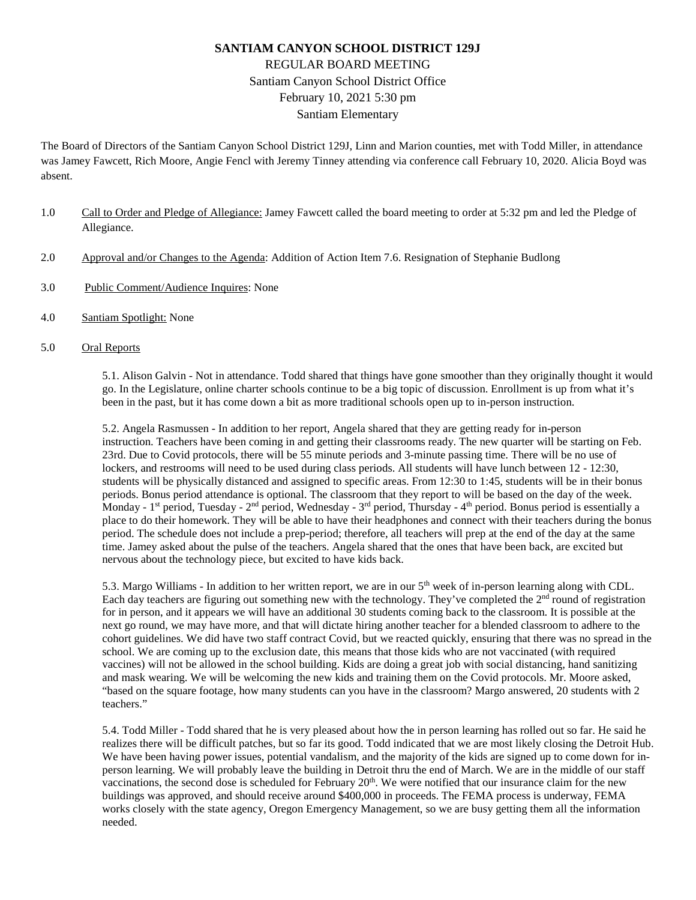# SANTIAM CANYON SCHOOL DISTRICT 129J

REGULAR BOARD MEETING
Santiam Canyon School District Office
February 10, 2021 5:30 pm
Santiam Elementary

The Board of Directors of the Santiam Canyon School District 129J, Linn and Marion counties, met with Todd Miller, in attendance was Jamey Fawcett, Rich Moore, Angie Fencl with Jeremy Tinney attending via conference call February 10, 2020. Alicia Boyd was absent.

1.0 Call to Order and Pledge of Allegiance: Jamey Fawcett called the board meeting to order at 5:32 pm and led the Pledge of Allegiance.

2.0 Approval and/or Changes to the Agenda: Addition of Action Item 7.6. Resignation of Stephanie Budlong

3.0 Public Comment/Audience Inquires: None

4.0 Santiam Spotlight: None

5.0 Oral Reports

5.1. Alison Galvin - Not in attendance. Todd shared that things have gone smoother than they originally thought it would go. In the Legislature, online charter schools continue to be a big topic of discussion. Enrollment is up from what it's been in the past, but it has come down a bit as more traditional schools open up to in-person instruction.

5.2. Angela Rasmussen - In addition to her report, Angela shared that they are getting ready for in-person instruction. Teachers have been coming in and getting their classrooms ready. The new quarter will be starting on Feb. 23rd. Due to Covid protocols, there will be 55 minute periods and 3-minute passing time. There will be no use of lockers, and restrooms will need to be used during class periods. All students will have lunch between 12 - 12:30, students will be physically distanced and assigned to specific areas. From 12:30 to 1:45, students will be in their bonus periods. Bonus period attendance is optional. The classroom that they report to will be based on the day of the week. Monday - 1st period, Tuesday - 2nd period, Wednesday - 3rd period, Thursday - 4th period. Bonus period is essentially a place to do their homework. They will be able to have their headphones and connect with their teachers during the bonus period. The schedule does not include a prep-period; therefore, all teachers will prep at the end of the day at the same time. Jamey asked about the pulse of the teachers. Angela shared that the ones that have been back, are excited but nervous about the technology piece, but excited to have kids back.

5.3. Margo Williams - In addition to her written report, we are in our 5th week of in-person learning along with CDL. Each day teachers are figuring out something new with the technology. They've completed the 2nd round of registration for in person, and it appears we will have an additional 30 students coming back to the classroom. It is possible at the next go round, we may have more, and that will dictate hiring another teacher for a blended classroom to adhere to the cohort guidelines. We did have two staff contract Covid, but we reacted quickly, ensuring that there was no spread in the school. We are coming up to the exclusion date, this means that those kids who are not vaccinated (with required vaccines) will not be allowed in the school building. Kids are doing a great job with social distancing, hand sanitizing and mask wearing. We will be welcoming the new kids and training them on the Covid protocols. Mr. Moore asked, "based on the square footage, how many students can you have in the classroom? Margo answered, 20 students with 2 teachers."

5.4. Todd Miller - Todd shared that he is very pleased about how the in person learning has rolled out so far. He said he realizes there will be difficult patches, but so far its good. Todd indicated that we are most likely closing the Detroit Hub. We have been having power issues, potential vandalism, and the majority of the kids are signed up to come down for in-person learning. We will probably leave the building in Detroit thru the end of March. We are in the middle of our staff vaccinations, the second dose is scheduled for February 20th. We were notified that our insurance claim for the new buildings was approved, and should receive around $400,000 in proceeds. The FEMA process is underway, FEMA works closely with the state agency, Oregon Emergency Management, so we are busy getting them all the information needed.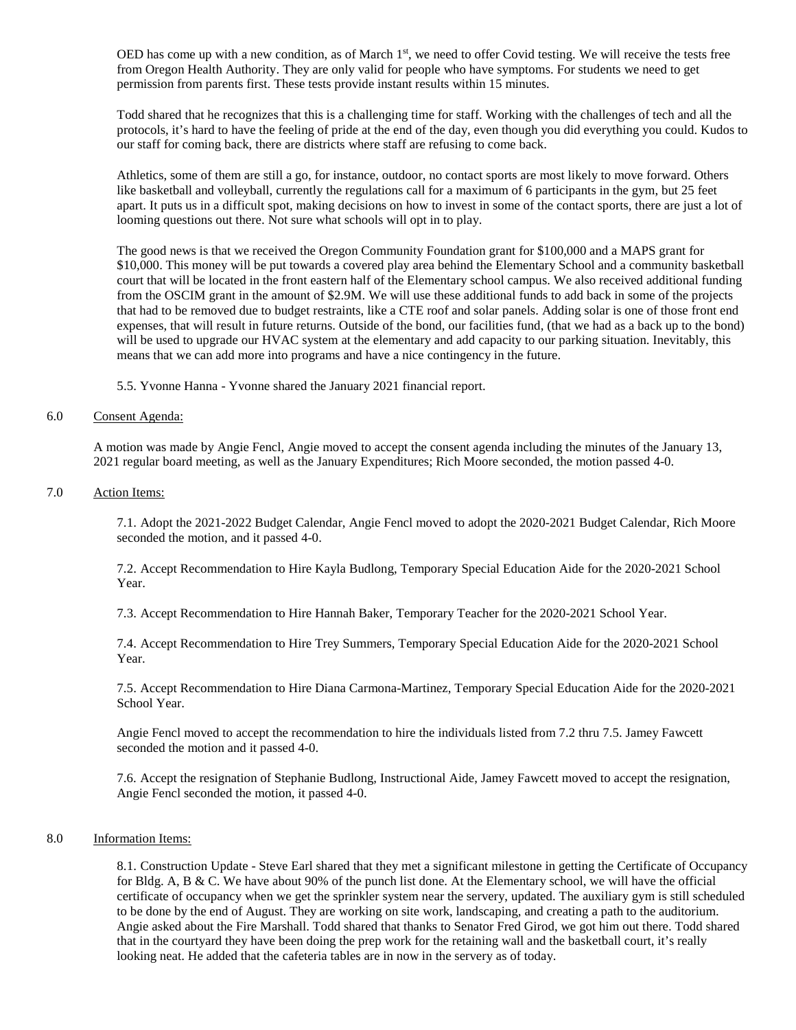OED has come up with a new condition, as of March 1st, we need to offer Covid testing. We will receive the tests free from Oregon Health Authority. They are only valid for people who have symptoms. For students we need to get permission from parents first. These tests provide instant results within 15 minutes.

Todd shared that he recognizes that this is a challenging time for staff. Working with the challenges of tech and all the protocols, it's hard to have the feeling of pride at the end of the day, even though you did everything you could. Kudos to our staff for coming back, there are districts where staff are refusing to come back.

Athletics, some of them are still a go, for instance, outdoor, no contact sports are most likely to move forward. Others like basketball and volleyball, currently the regulations call for a maximum of 6 participants in the gym, but 25 feet apart. It puts us in a difficult spot, making decisions on how to invest in some of the contact sports, there are just a lot of looming questions out there. Not sure what schools will opt in to play.

The good news is that we received the Oregon Community Foundation grant for $100,000 and a MAPS grant for $10,000. This money will be put towards a covered play area behind the Elementary School and a community basketball court that will be located in the front eastern half of the Elementary school campus. We also received additional funding from the OSCIM grant in the amount of $2.9M. We will use these additional funds to add back in some of the projects that had to be removed due to budget restraints, like a CTE roof and solar panels. Adding solar is one of those front end expenses, that will result in future returns. Outside of the bond, our facilities fund, (that we had as a back up to the bond) will be used to upgrade our HVAC system at the elementary and add capacity to our parking situation. Inevitably, this means that we can add more into programs and have a nice contingency in the future.

5.5. Yvonne Hanna - Yvonne shared the January 2021 financial report.

6.0 Consent Agenda:

A motion was made by Angie Fencl, Angie moved to accept the consent agenda including the minutes of the January 13, 2021 regular board meeting, as well as the January Expenditures; Rich Moore seconded, the motion passed 4-0.

7.0 Action Items:

7.1. Adopt the 2021-2022 Budget Calendar, Angie Fencl moved to adopt the 2020-2021 Budget Calendar, Rich Moore seconded the motion, and it passed 4-0.

7.2. Accept Recommendation to Hire Kayla Budlong, Temporary Special Education Aide for the 2020-2021 School Year.

7.3. Accept Recommendation to Hire Hannah Baker, Temporary Teacher for the 2020-2021 School Year.

7.4. Accept Recommendation to Hire Trey Summers, Temporary Special Education Aide for the 2020-2021 School Year.

7.5. Accept Recommendation to Hire Diana Carmona-Martinez, Temporary Special Education Aide for the 2020-2021 School Year.

Angie Fencl moved to accept the recommendation to hire the individuals listed from 7.2 thru 7.5. Jamey Fawcett seconded the motion and it passed 4-0.

7.6. Accept the resignation of Stephanie Budlong, Instructional Aide, Jamey Fawcett moved to accept the resignation, Angie Fencl seconded the motion, it passed 4-0.

8.0 Information Items:

8.1. Construction Update - Steve Earl shared that they met a significant milestone in getting the Certificate of Occupancy for Bldg. A, B & C. We have about 90% of the punch list done. At the Elementary school, we will have the official certificate of occupancy when we get the sprinkler system near the servery, updated. The auxiliary gym is still scheduled to be done by the end of August. They are working on site work, landscaping, and creating a path to the auditorium. Angie asked about the Fire Marshall. Todd shared that thanks to Senator Fred Girod, we got him out there. Todd shared that in the courtyard they have been doing the prep work for the retaining wall and the basketball court, it's really looking neat. He added that the cafeteria tables are in now in the servery as of today.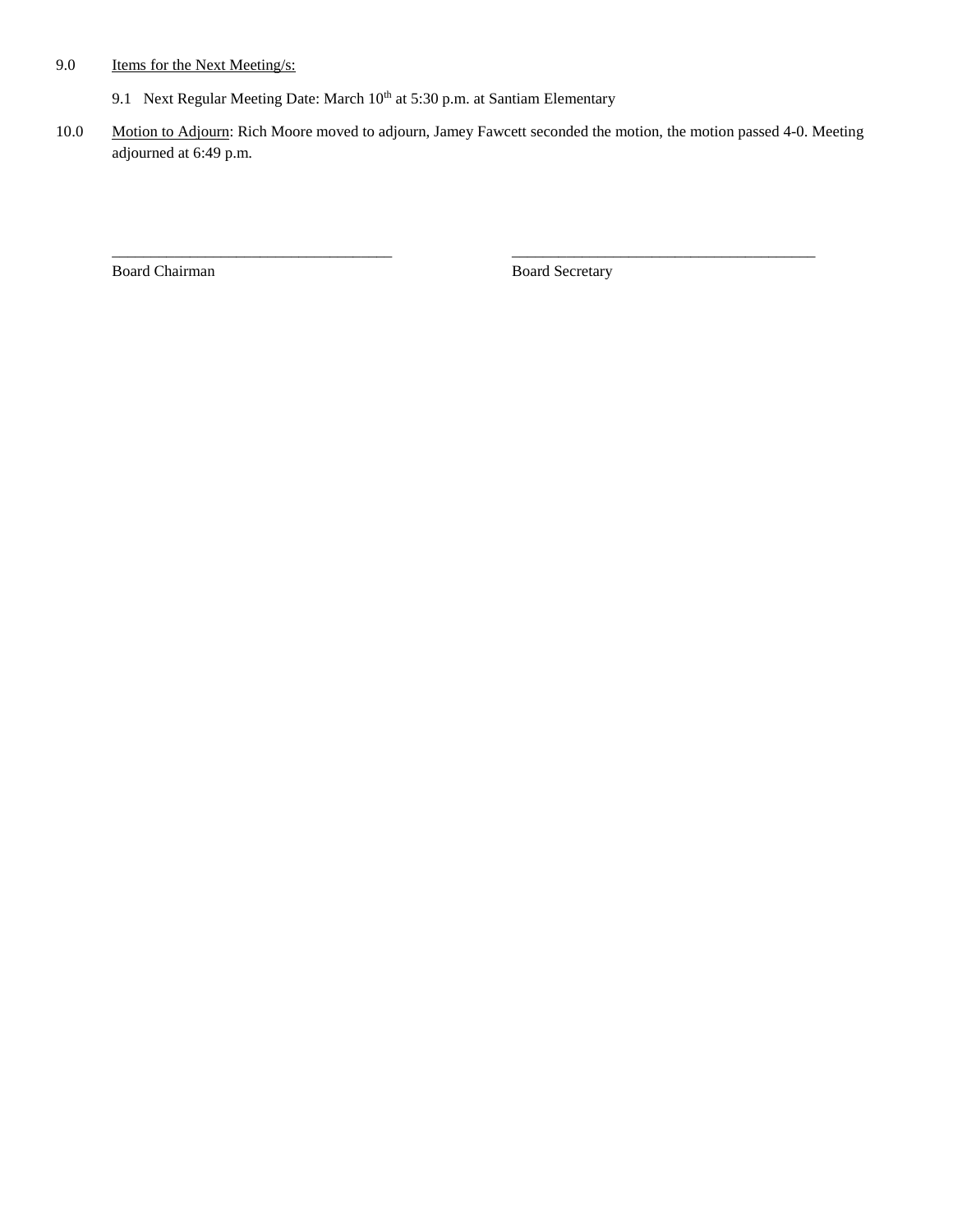9.0 Items for the Next Meeting/s:

9.1 Next Regular Meeting Date: March 10th at 5:30 p.m. at Santiam Elementary

10.0 Motion to Adjourn: Rich Moore moved to adjourn, Jamey Fawcett seconded the motion, the motion passed 4-0. Meeting adjourned at 6:49 p.m.

| | |
|---|---|
| ____________________________________ | ________________________________________ |
| Board Chairman | Board Secretary |